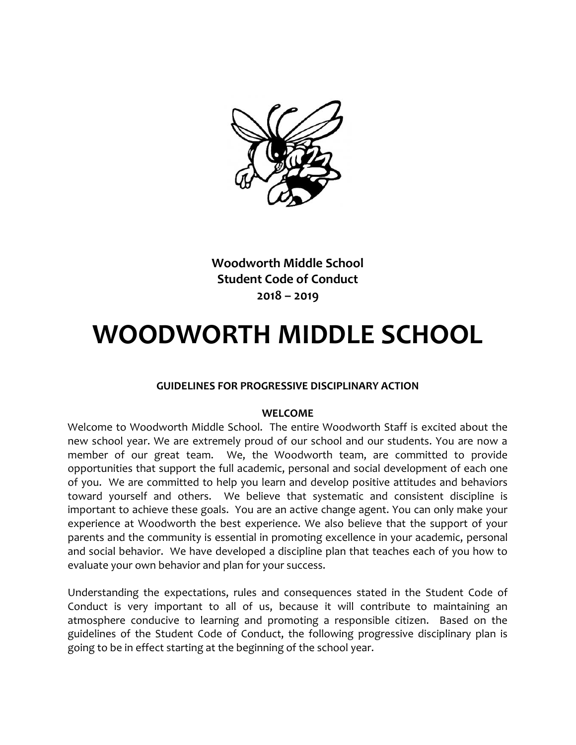**Woodworth Middle School**
**Student Code of Conduct**
**2018 – 2019**

# WOODWORTH MIDDLE SCHOOL

### GUIDELINES FOR PROGRESSIVE DISCIPLINARY ACTION

### WELCOME

Welcome to Woodworth Middle School. The entire Woodworth Staff is excited about the new school year. We are extremely proud of our school and our students. You are now a member of our great team. We, the Woodworth team, are committed to provide opportunities that support the full academic, personal and social development of each one of you. We are committed to help you learn and develop positive attitudes and behaviors toward yourself and others. We believe that systematic and consistent discipline is important to achieve these goals. You are an active change agent. You can only make your experience at Woodworth the best experience. We also believe that the support of your parents and the community is essential in promoting excellence in your academic, personal and social behavior. We have developed a discipline plan that teaches each of you how to evaluate your own behavior and plan for your success.

Understanding the expectations, rules and consequences stated in the Student Code of Conduct is very important to all of us, because it will contribute to maintaining an atmosphere conducive to learning and promoting a responsible citizen. Based on the guidelines of the Student Code of Conduct, the following progressive disciplinary plan is going to be in effect starting at the beginning of the school year.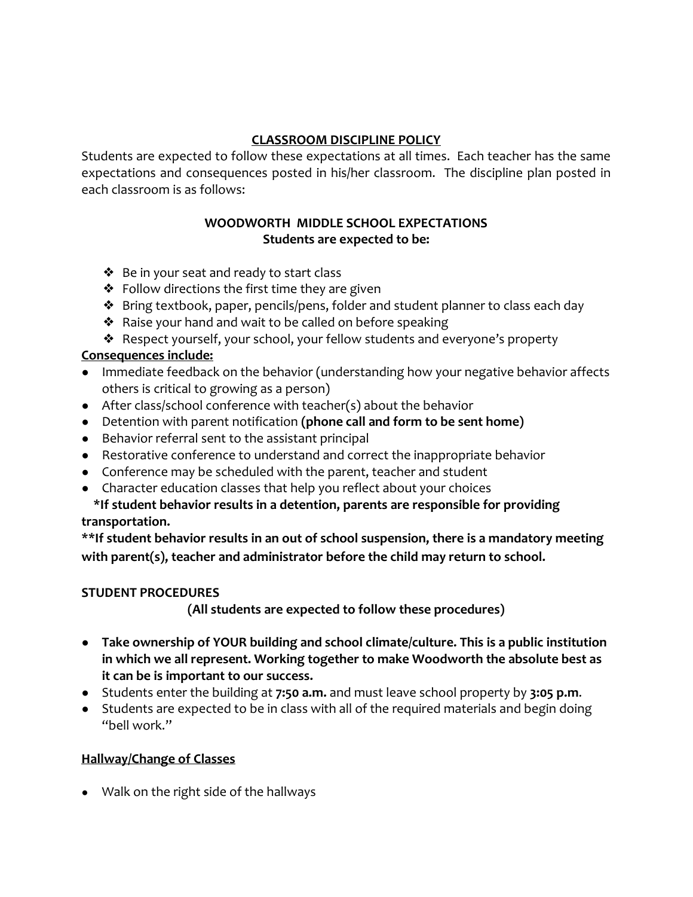## CLASSROOM DISCIPLINE POLICY

Students are expected to follow these expectations at all times. Each teacher has the same expectations and consequences posted in his/her classroom. The discipline plan posted in each classroom is as follows:

### WOODWORTH MIDDLE SCHOOL EXPECTATIONS
**Students are expected to be:**

- Be in your seat and ready to start class
- Follow directions the first time they are given
- Bring textbook, paper, pencils/pens, folder and student planner to class each day
- Raise your hand and wait to be called on before speaking
- Respect yourself, your school, your fellow students and everyone's property

**Consequences include:**

- Immediate feedback on the behavior (understanding how your negative behavior affects others is critical to growing as a person)
- After class/school conference with teacher(s) about the behavior
- Detention with parent notification **(phone call and form to be sent home)**
- Behavior referral sent to the assistant principal
- Restorative conference to understand and correct the inappropriate behavior
- Conference may be scheduled with the parent, teacher and student
- Character education classes that help you reflect about your choices

**\*If student behavior results in a detention, parents are responsible for providing transportation.**

**\*\*If student behavior results in an out of school suspension, there is a mandatory meeting with parent(s), teacher and administrator before the child may return to school.**

### STUDENT PROCEDURES

**(All students are expected to follow these procedures)**

- **Take ownership of YOUR building and school climate/culture. This is a public institution in which we all represent. Working together to make Woodworth the absolute best as it can be is important to our success.**
- Students enter the building at **7:50 a.m.** and must leave school property by **3:05 p.m**.
- Students are expected to be in class with all of the required materials and begin doing "bell work."

**Hallway/Change of Classes**

- Walk on the right side of the hallways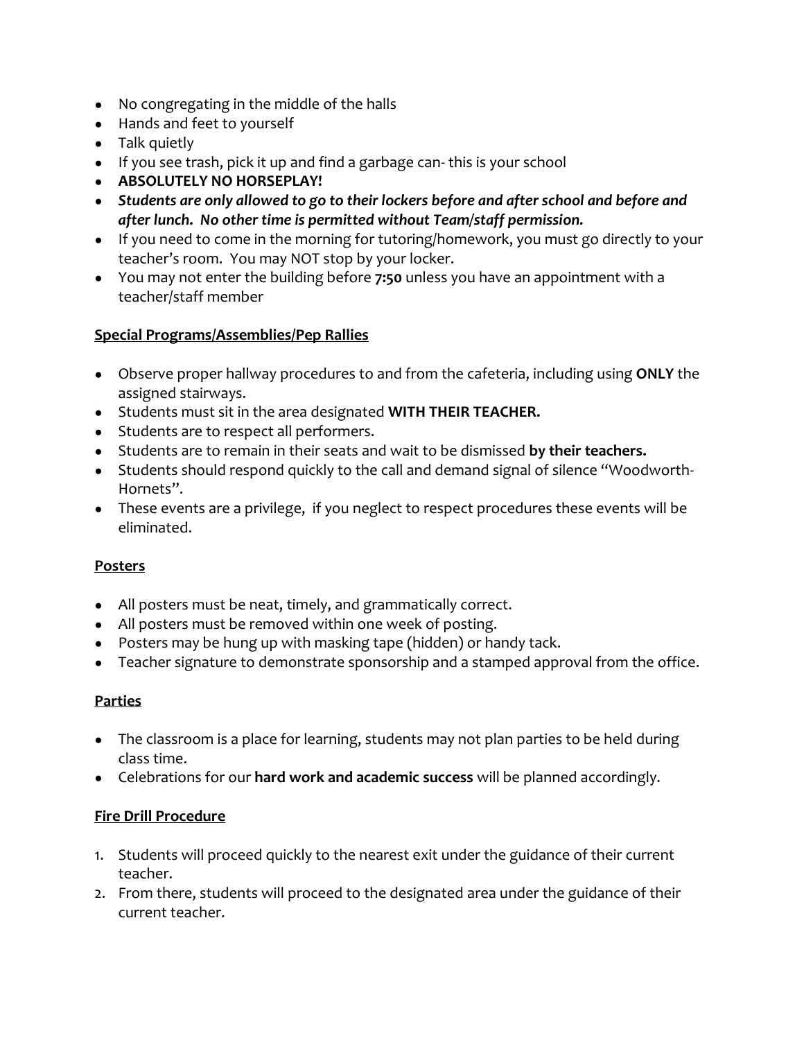- No congregating in the middle of the halls
- Hands and feet to yourself
- Talk quietly
- If you see trash, pick it up and find a garbage can- this is your school
- **ABSOLUTELY NO HORSEPLAY!**
- ***Students are only allowed to go to their lockers before and after school and before and after lunch. No other time is permitted without Team/staff permission.***
- If you need to come in the morning for tutoring/homework, you must go directly to your teacher's room. You may NOT stop by your locker.
- You may not enter the building before **7:50** unless you have an appointment with a teacher/staff member

**Special Programs/Assemblies/Pep Rallies**

- Observe proper hallway procedures to and from the cafeteria, including using **ONLY** the assigned stairways.
- Students must sit in the area designated **WITH THEIR TEACHER.**
- Students are to respect all performers.
- Students are to remain in their seats and wait to be dismissed **by their teachers.**
- Students should respond quickly to the call and demand signal of silence "Woodworth-Hornets".
- These events are a privilege, if you neglect to respect procedures these events will be eliminated.

**Posters**

- All posters must be neat, timely, and grammatically correct.
- All posters must be removed within one week of posting.
- Posters may be hung up with masking tape (hidden) or handy tack.
- Teacher signature to demonstrate sponsorship and a stamped approval from the office.

**Parties**

- The classroom is a place for learning, students may not plan parties to be held during class time.
- Celebrations for our **hard work and academic success** will be planned accordingly.

**Fire Drill Procedure**

1. Students will proceed quickly to the nearest exit under the guidance of their current teacher.
2. From there, students will proceed to the designated area under the guidance of their current teacher.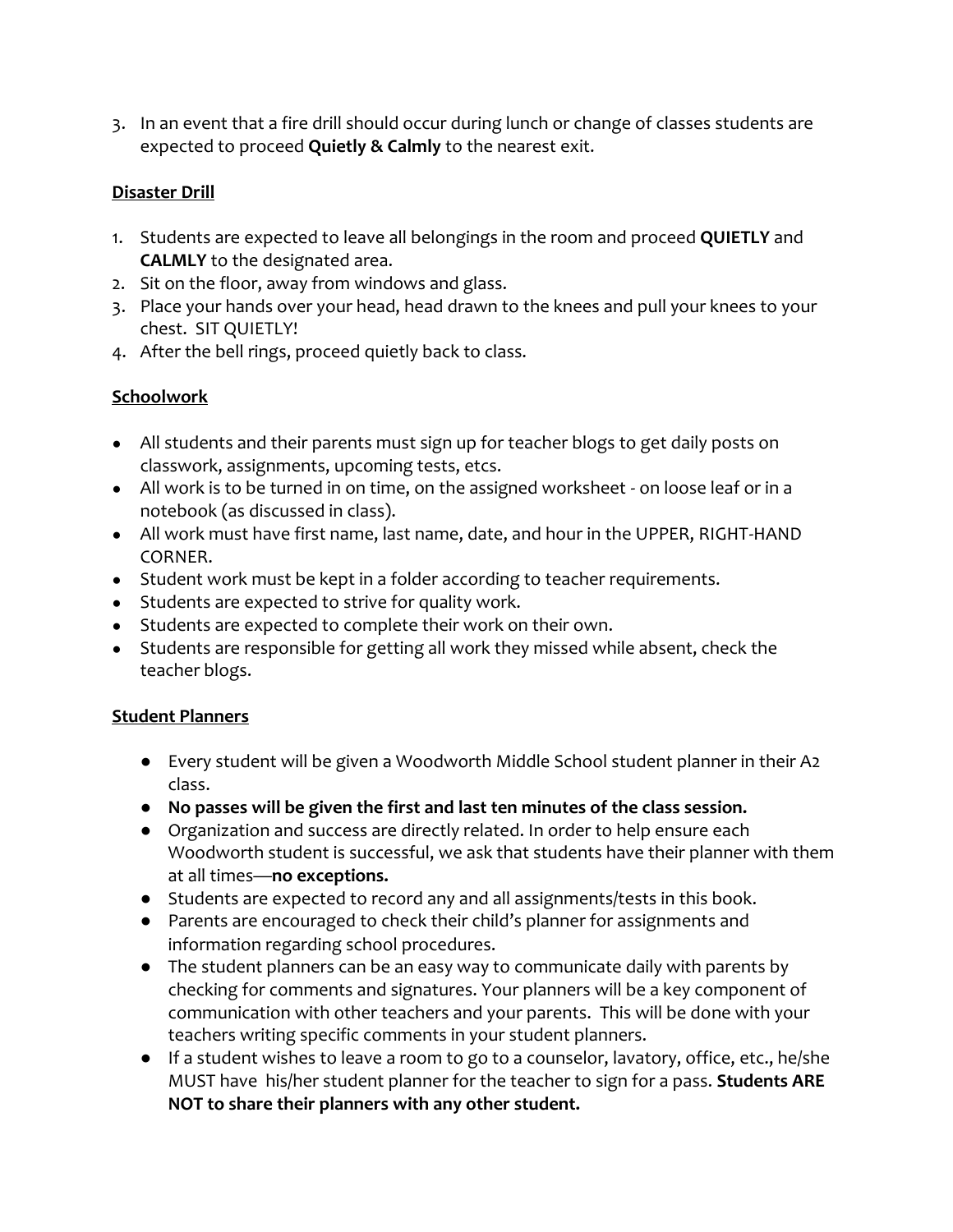3. In an event that a fire drill should occur during lunch or change of classes students are expected to proceed **Quietly & Calmly** to the nearest exit.

**Disaster Drill**

1. Students are expected to leave all belongings in the room and proceed **QUIETLY** and **CALMLY** to the designated area.
2. Sit on the floor, away from windows and glass.
3. Place your hands over your head, head drawn to the knees and pull your knees to your chest. SIT QUIETLY!
4. After the bell rings, proceed quietly back to class.

**Schoolwork**

- All students and their parents must sign up for teacher blogs to get daily posts on classwork, assignments, upcoming tests, etc.
- All work is to be turned in on time, on the assigned worksheet - on loose leaf or in a notebook (as discussed in class).
- All work must have first name, last name, date, and hour in the UPPER, RIGHT-HAND CORNER.
- Student work must be kept in a folder according to teacher requirements.
- Students are expected to strive for quality work.
- Students are expected to complete their work on their own.
- Students are responsible for getting all work they missed while absent, check the teacher blogs.

**Student Planners**

- Every student will be given a Woodworth Middle School student planner in their A2 class.
- **No passes will be given the first and last ten minutes of the class session.**
- Organization and success are directly related. In order to help ensure each Woodworth student is successful, we ask that students have their planner with them at all times—**no exceptions.**
- Students are expected to record any and all assignments/tests in this book.
- Parents are encouraged to check their child's planner for assignments and information regarding school procedures.
- The student planners can be an easy way to communicate daily with parents by checking for comments and signatures. Your planners will be a key component of communication with other teachers and your parents. This will be done with your teachers writing specific comments in your student planners.
- If a student wishes to leave a room to go to a counselor, lavatory, office, etc., he/she MUST have his/her student planner for the teacher to sign for a pass. **Students ARE NOT to share their planners with any other student.**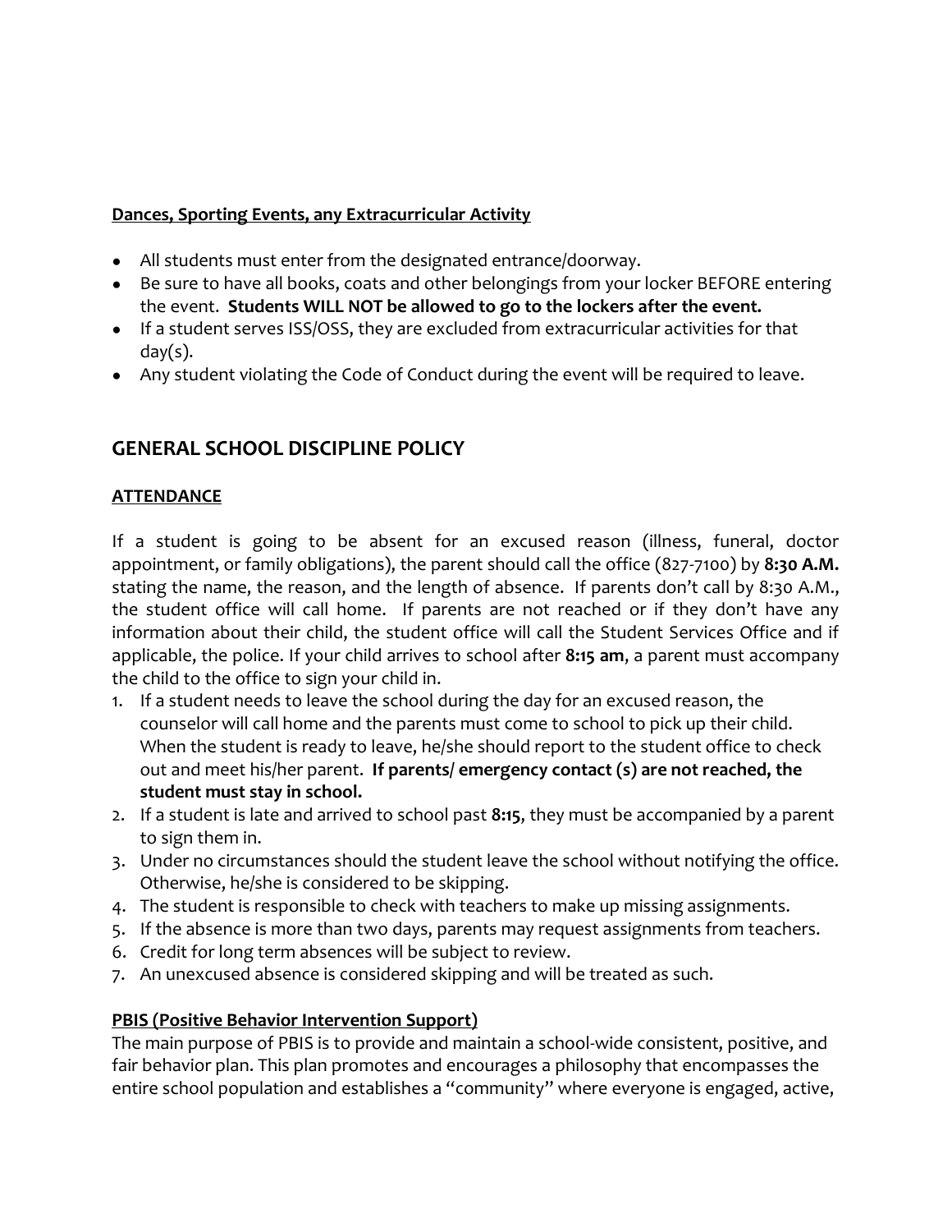**Dances, Sporting Events, any Extracurricular Activity**

- All students must enter from the designated entrance/doorway.
- Be sure to have all books, coats and other belongings from your locker BEFORE entering the event. **Students WILL NOT be allowed to go to the lockers after the event.**
- If a student serves ISS/OSS, they are excluded from extracurricular activities for that day(s).
- Any student violating the Code of Conduct during the event will be required to leave.

## GENERAL SCHOOL DISCIPLINE POLICY

**ATTENDANCE**

If a student is going to be absent for an excused reason (illness, funeral, doctor appointment, or family obligations), the parent should call the office (827-7100) by **8:30 A.M.** stating the name, the reason, and the length of absence. If parents don't call by 8:30 A.M., the student office will call home. If parents are not reached or if they don't have any information about their child, the student office will call the Student Services Office and if applicable, the police. If your child arrives to school after **8:15 am**, a parent must accompany the child to the office to sign your child in.

1. If a student needs to leave the school during the day for an excused reason, the counselor will call home and the parents must come to school to pick up their child. When the student is ready to leave, he/she should report to the student office to check out and meet his/her parent. **If parents/ emergency contact (s) are not reached, the student must stay in school.**
2. If a student is late and arrived to school past **8:15**, they must be accompanied by a parent to sign them in.
3. Under no circumstances should the student leave the school without notifying the office. Otherwise, he/she is considered to be skipping.
4. The student is responsible to check with teachers to make up missing assignments.
5. If the absence is more than two days, parents may request assignments from teachers.
6. Credit for long term absences will be subject to review.
7. An unexcused absence is considered skipping and will be treated as such.

**PBIS (Positive Behavior Intervention Support)**

The main purpose of PBIS is to provide and maintain a school-wide consistent, positive, and fair behavior plan. This plan promotes and encourages a philosophy that encompasses the entire school population and establishes a "community" where everyone is engaged, active,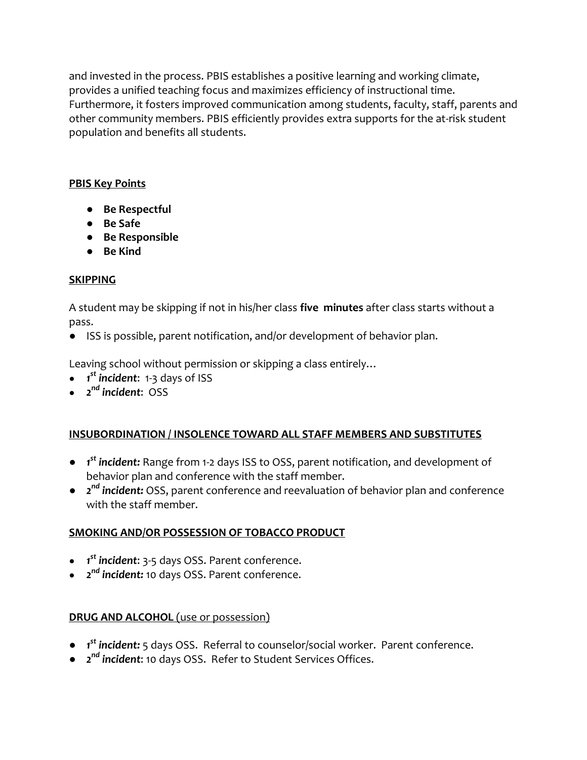and invested in the process. PBIS establishes a positive learning and working climate, provides a unified teaching focus and maximizes efficiency of instructional time. Furthermore, it fosters improved communication among students, faculty, staff, parents and other community members. PBIS efficiently provides extra supports for the at-risk student population and benefits all students.

**PBIS Key Points**

- **Be Respectful**
- **Be Safe**
- **Be Responsible**
- **Be Kind**

**SKIPPING**

A student may be skipping if not in his/her class **five minutes** after class starts without a pass.

- ISS is possible, parent notification, and/or development of behavior plan.

Leaving school without permission or skipping a class entirely…

- ***1st incident***: 1-3 days of ISS
- ***2nd incident***: OSS

**INSUBORDINATION / INSOLENCE TOWARD ALL STAFF MEMBERS AND SUBSTITUTES**

- ***1st incident:*** Range from 1-2 days ISS to OSS, parent notification, and development of behavior plan and conference with the staff member.
- ***2nd incident:*** OSS, parent conference and reevaluation of behavior plan and conference with the staff member.

**SMOKING AND/OR POSSESSION OF TOBACCO PRODUCT**

- ***1st incident***: 3-5 days OSS. Parent conference.
- ***2nd incident:*** 10 days OSS. Parent conference.

**DRUG AND ALCOHOL** (use or possession)

- ***1st incident:*** 5 days OSS. Referral to counselor/social worker. Parent conference.
- ***2nd incident***: 10 days OSS. Refer to Student Services Offices.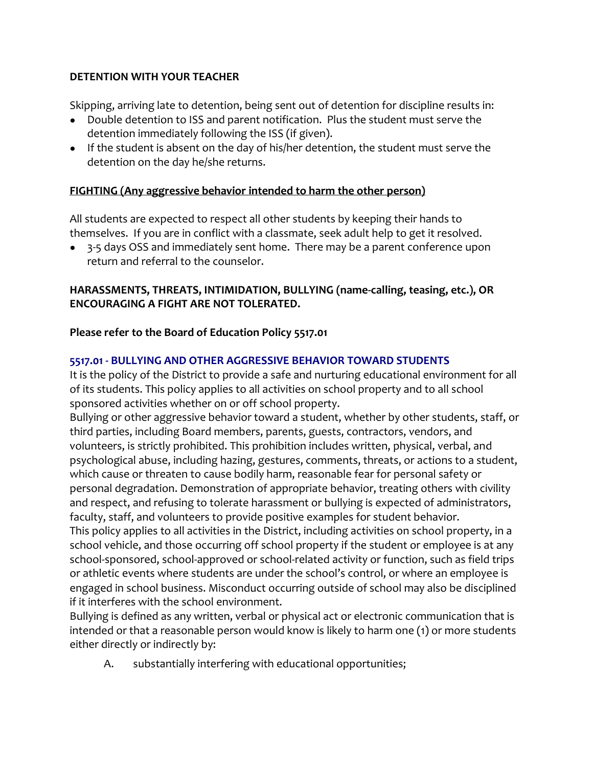**DETENTION WITH YOUR TEACHER**

Skipping, arriving late to detention, being sent out of detention for discipline results in:

- Double detention to ISS and parent notification. Plus the student must serve the detention immediately following the ISS (if given).
- If the student is absent on the day of his/her detention, the student must serve the detention on the day he/she returns.

**FIGHTING (Any aggressive behavior intended to harm the other person)**

All students are expected to respect all other students by keeping their hands to themselves. If you are in conflict with a classmate, seek adult help to get it resolved.

- 3-5 days OSS and immediately sent home. There may be a parent conference upon return and referral to the counselor.

**HARASSMENTS, THREATS, INTIMIDATION, BULLYING (name-calling, teasing, etc.), OR ENCOURAGING A FIGHT ARE NOT TOLERATED.**

**Please refer to the Board of Education Policy 5517.01**

**5517.01 - BULLYING AND OTHER AGGRESSIVE BEHAVIOR TOWARD STUDENTS**

It is the policy of the District to provide a safe and nurturing educational environment for all of its students. This policy applies to all activities on school property and to all school sponsored activities whether on or off school property.

Bullying or other aggressive behavior toward a student, whether by other students, staff, or third parties, including Board members, parents, guests, contractors, vendors, and volunteers, is strictly prohibited. This prohibition includes written, physical, verbal, and psychological abuse, including hazing, gestures, comments, threats, or actions to a student, which cause or threaten to cause bodily harm, reasonable fear for personal safety or personal degradation. Demonstration of appropriate behavior, treating others with civility and respect, and refusing to tolerate harassment or bullying is expected of administrators, faculty, staff, and volunteers to provide positive examples for student behavior.

This policy applies to all activities in the District, including activities on school property, in a school vehicle, and those occurring off school property if the student or employee is at any school-sponsored, school-approved or school-related activity or function, such as field trips or athletic events where students are under the school's control, or where an employee is engaged in school business. Misconduct occurring outside of school may also be disciplined if it interferes with the school environment.

Bullying is defined as any written, verbal or physical act or electronic communication that is intended or that a reasonable person would know is likely to harm one (1) or more students either directly or indirectly by:

A. substantially interfering with educational opportunities;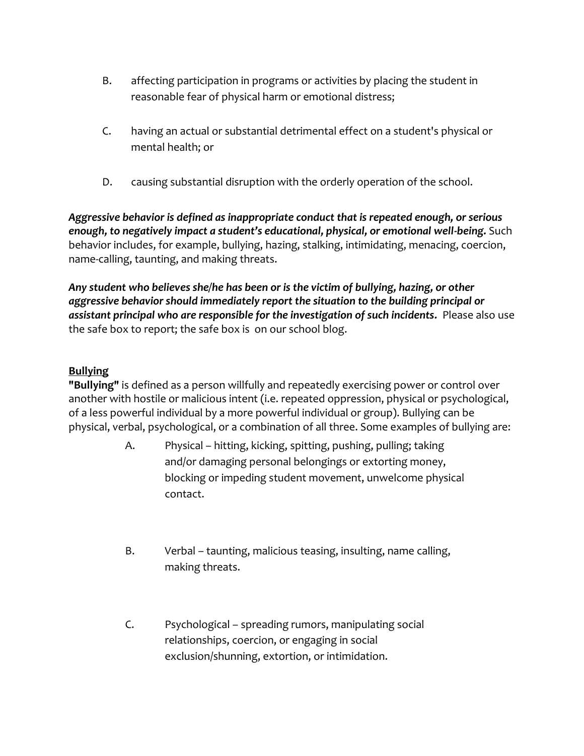B. affecting participation in programs or activities by placing the student in reasonable fear of physical harm or emotional distress;

C. having an actual or substantial detrimental effect on a student's physical or mental health; or

D. causing substantial disruption with the orderly operation of the school.

***Aggressive behavior is defined as inappropriate conduct that is repeated enough, or serious enough, to negatively impact a student's educational, physical, or emotional well-being.*** Such behavior includes, for example, bullying, hazing, stalking, intimidating, menacing, coercion, name-calling, taunting, and making threats.

***Any student who believes she/he has been or is the victim of bullying, hazing, or other aggressive behavior should immediately report the situation to the building principal or assistant principal who are responsible for the investigation of such incidents.*** Please also use the safe box to report; the safe box is on our school blog.

**<u>Bullying</u>**

**"Bullying"** is defined as a person willfully and repeatedly exercising power or control over another with hostile or malicious intent (i.e. repeated oppression, physical or psychological, of a less powerful individual by a more powerful individual or group). Bullying can be physical, verbal, psychological, or a combination of all three. Some examples of bullying are:

A. Physical – hitting, kicking, spitting, pushing, pulling; taking and/or damaging personal belongings or extorting money, blocking or impeding student movement, unwelcome physical contact.

B. Verbal – taunting, malicious teasing, insulting, name calling, making threats.

C. Psychological – spreading rumors, manipulating social relationships, coercion, or engaging in social exclusion/shunning, extortion, or intimidation.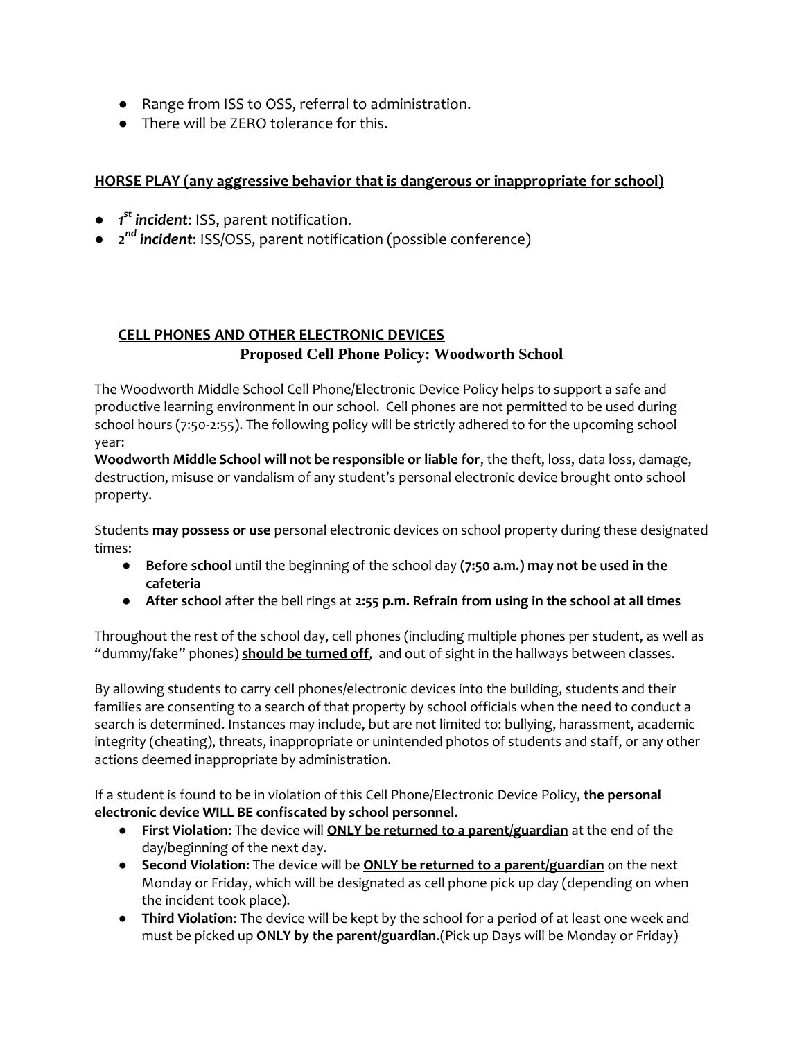- Range from ISS to OSS, referral to administration.
- There will be ZERO tolerance for this.

## HORSE PLAY (any aggressive behavior that is dangerous or inappropriate for school)

- ***1st incident***: ISS, parent notification.
- ***2nd incident***: ISS/OSS, parent notification (possible conference)

## CELL PHONES AND OTHER ELECTRONIC DEVICES

### Proposed Cell Phone Policy: Woodworth School

The Woodworth Middle School Cell Phone/Electronic Device Policy helps to support a safe and productive learning environment in our school. Cell phones are not permitted to be used during school hours (7:50-2:55). The following policy will be strictly adhered to for the upcoming school year:

**Woodworth Middle School will not be responsible or liable for**, the theft, loss, data loss, damage, destruction, misuse or vandalism of any student's personal electronic device brought onto school property.

Students **may possess or use** personal electronic devices on school property during these designated times:

- **Before school** until the beginning of the school day **(7:50 a.m.) may not be used in the cafeteria**
- **After school** after the bell rings at **2:55 p.m. Refrain from using in the school at all times**

Throughout the rest of the school day, cell phones (including multiple phones per student, as well as "dummy/fake" phones) **should be turned off**, and out of sight in the hallways between classes.

By allowing students to carry cell phones/electronic devices into the building, students and their families are consenting to a search of that property by school officials when the need to conduct a search is determined. Instances may include, but are not limited to: bullying, harassment, academic integrity (cheating), threats, inappropriate or unintended photos of students and staff, or any other actions deemed inappropriate by administration.

If a student is found to be in violation of this Cell Phone/Electronic Device Policy, **the personal electronic device WILL BE confiscated by school personnel.**

- **First Violation**: The device will **ONLY be returned to a parent/guardian** at the end of the day/beginning of the next day.
- **Second Violation**: The device will be **ONLY be returned to a parent/guardian** on the next Monday or Friday, which will be designated as cell phone pick up day (depending on when the incident took place).
- **Third Violation**: The device will be kept by the school for a period of at least one week and must be picked up **ONLY by the parent/guardian**.(Pick up Days will be Monday or Friday)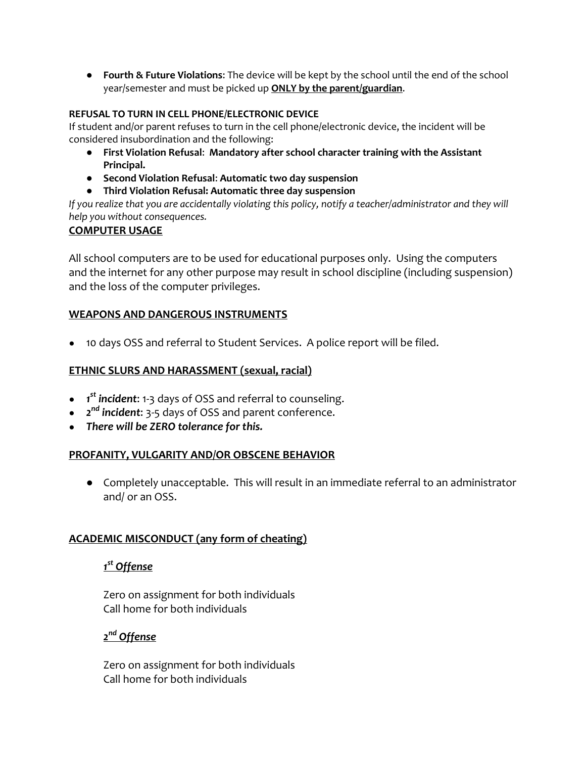- **Fourth & Future Violations**: The device will be kept by the school until the end of the school year/semester and must be picked up **ONLY by the parent/guardian**.

**REFUSAL TO TURN IN CELL PHONE/ELECTRONIC DEVICE**

If student and/or parent refuses to turn in the cell phone/electronic device, the incident will be considered insubordination and the following:

- **First Violation Refusal: Mandatory after school character training with the Assistant Principal.**
- **Second Violation Refusal: Automatic two day suspension**
- **Third Violation Refusal: Automatic three day suspension**

*If you realize that you are accidentally violating this policy, notify a teacher/administrator and they will help you without consequences.*

## COMPUTER USAGE

All school computers are to be used for educational purposes only. Using the computers and the internet for any other purpose may result in school discipline (including suspension) and the loss of the computer privileges.

## WEAPONS AND DANGEROUS INSTRUMENTS

- 10 days OSS and referral to Student Services. A police report will be filed.

## ETHNIC SLURS AND HARASSMENT (sexual, racial)

- ***1st incident***: 1-3 days of OSS and referral to counseling.
- ***2nd incident***: 3-5 days of OSS and parent conference.
- ***There will be ZERO tolerance for this.***

## PROFANITY, VULGARITY AND/OR OBSCENE BEHAVIOR

- Completely unacceptable. This will result in an immediate referral to an administrator and/ or an OSS.

## ACADEMIC MISCONDUCT (any form of cheating)

***1st Offense***

Zero on assignment for both individuals
Call home for both individuals

***2nd Offense***

Zero on assignment for both individuals
Call home for both individuals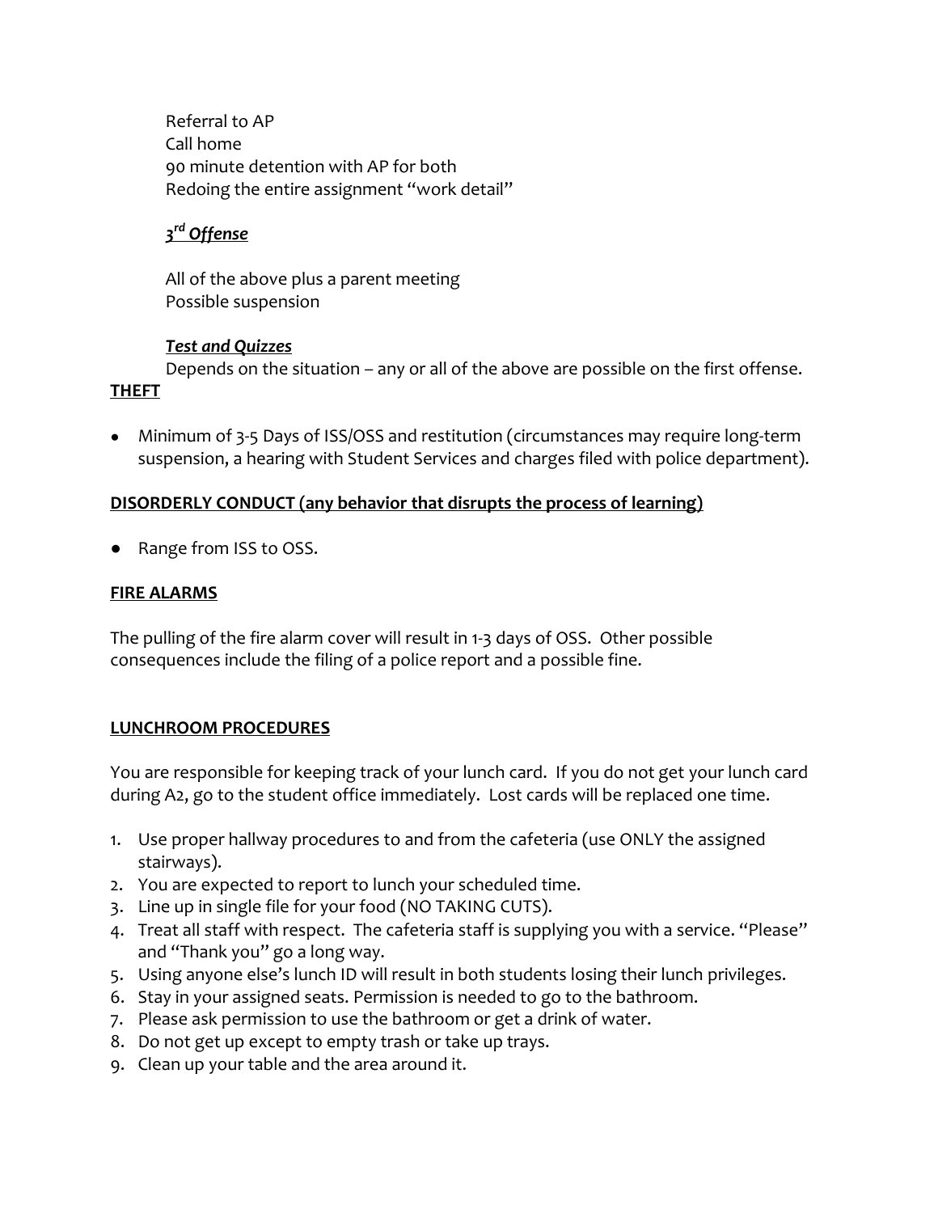Referral to AP
Call home
90 minute detention with AP for both
Redoing the entire assignment "work detail"

***3rd Offense***

All of the above plus a parent meeting
Possible suspension

***Test and Quizzes***

Depends on the situation – any or all of the above are possible on the first offense.

**THEFT**

- Minimum of 3-5 Days of ISS/OSS and restitution (circumstances may require long-term suspension, a hearing with Student Services and charges filed with police department).

**DISORDERLY CONDUCT (any behavior that disrupts the process of learning)**

- Range from ISS to OSS.

**FIRE ALARMS**

The pulling of the fire alarm cover will result in 1-3 days of OSS. Other possible consequences include the filing of a police report and a possible fine.

**LUNCHROOM PROCEDURES**

You are responsible for keeping track of your lunch card. If you do not get your lunch card during A2, go to the student office immediately. Lost cards will be replaced one time.

1. Use proper hallway procedures to and from the cafeteria (use ONLY the assigned stairways).
2. You are expected to report to lunch your scheduled time.
3. Line up in single file for your food (NO TAKING CUTS).
4. Treat all staff with respect. The cafeteria staff is supplying you with a service. "Please" and "Thank you" go a long way.
5. Using anyone else's lunch ID will result in both students losing their lunch privileges.
6. Stay in your assigned seats. Permission is needed to go to the bathroom.
7. Please ask permission to use the bathroom or get a drink of water.
8. Do not get up except to empty trash or take up trays.
9. Clean up your table and the area around it.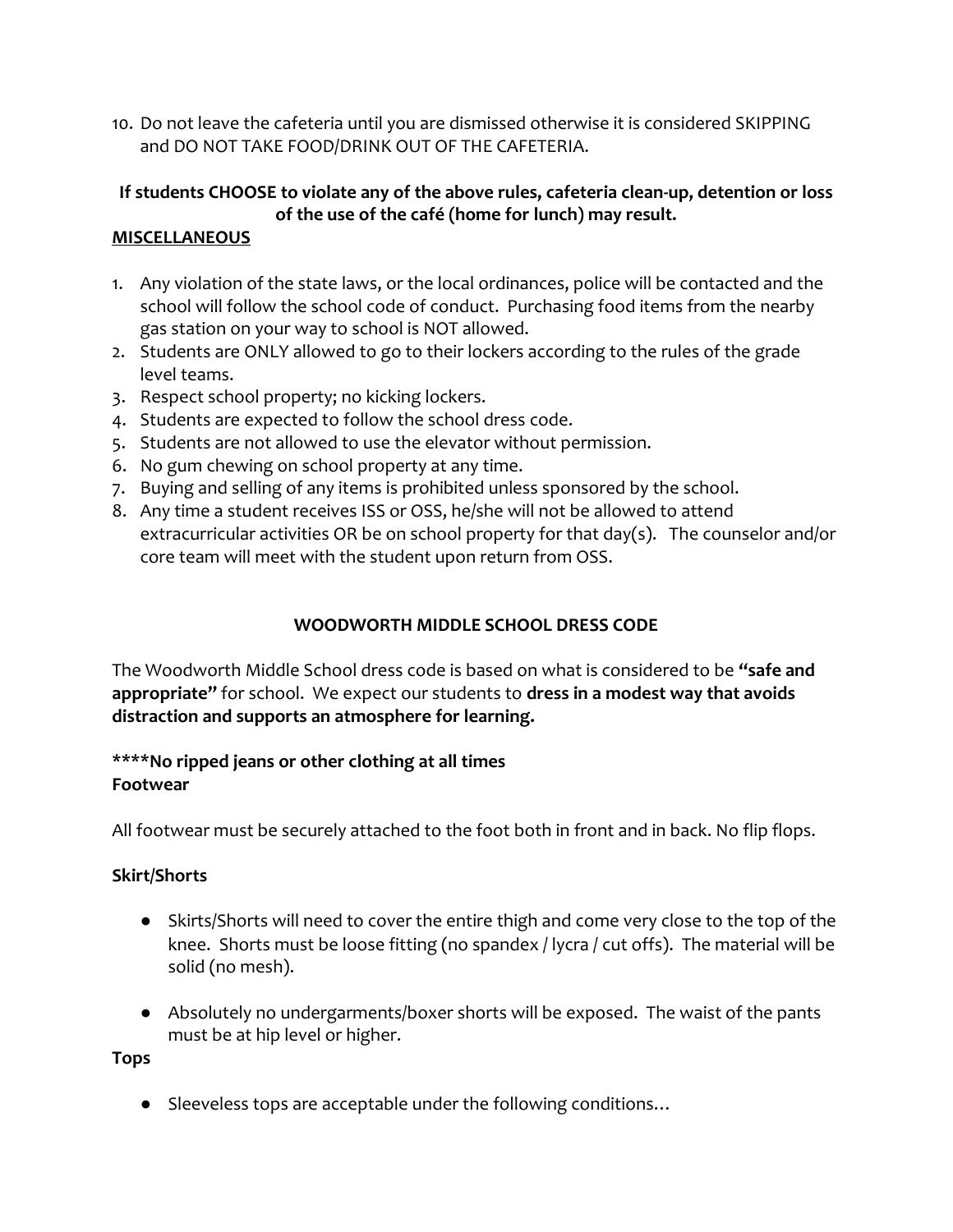10. Do not leave the cafeteria until you are dismissed otherwise it is considered SKIPPING and DO NOT TAKE FOOD/DRINK OUT OF THE CAFETERIA.

**If students CHOOSE to violate any of the above rules, cafeteria clean-up, detention or loss of the use of the café (home for lunch) may result.**

**MISCELLANEOUS**

1. Any violation of the state laws, or the local ordinances, police will be contacted and the school will follow the school code of conduct. Purchasing food items from the nearby gas station on your way to school is NOT allowed.
2. Students are ONLY allowed to go to their lockers according to the rules of the grade level teams.
3. Respect school property; no kicking lockers.
4. Students are expected to follow the school dress code.
5. Students are not allowed to use the elevator without permission.
6. No gum chewing on school property at any time.
7. Buying and selling of any items is prohibited unless sponsored by the school.
8. Any time a student receives ISS or OSS, he/she will not be allowed to attend extracurricular activities OR be on school property for that day(s). The counselor and/or core team will meet with the student upon return from OSS.

## WOODWORTH MIDDLE SCHOOL DRESS CODE

The Woodworth Middle School dress code is based on what is considered to be **"safe and appropriate"** for school. We expect our students to **dress in a modest way that avoids distraction and supports an atmosphere for learning.**

**\*\*\*\*No ripped jeans or other clothing at all times**

**Footwear**

All footwear must be securely attached to the foot both in front and in back. No flip flops.

**Skirt/Shorts**

- Skirts/Shorts will need to cover the entire thigh and come very close to the top of the knee. Shorts must be loose fitting (no spandex / lycra / cut offs). The material will be solid (no mesh).
- Absolutely no undergarments/boxer shorts will be exposed. The waist of the pants must be at hip level or higher.

**Tops**

- Sleeveless tops are acceptable under the following conditions…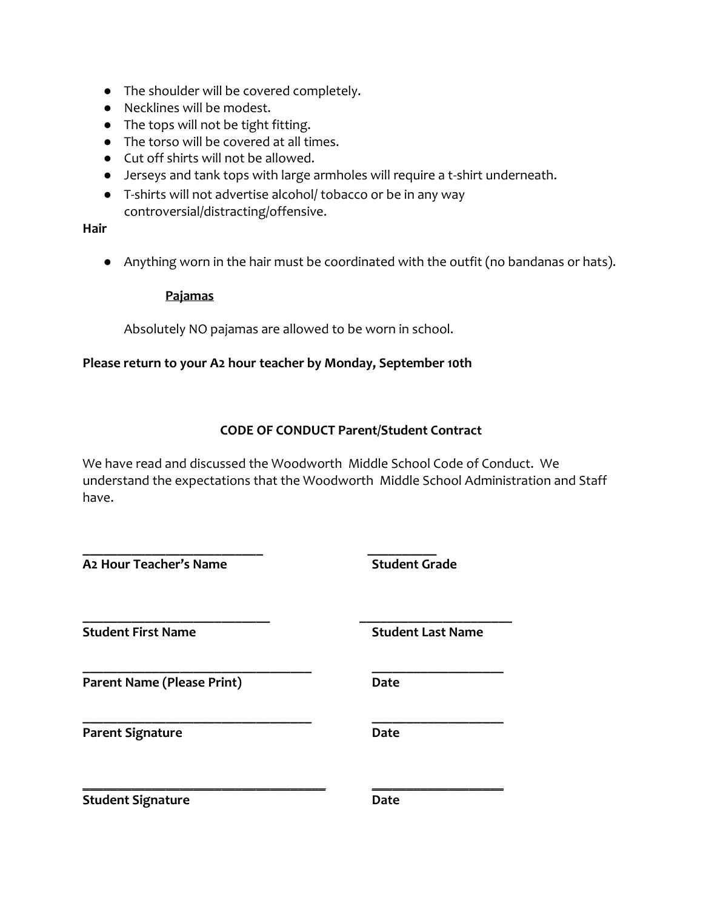- The shoulder will be covered completely.
- Necklines will be modest.
- The tops will not be tight fitting.
- The torso will be covered at all times.
- Cut off shirts will not be allowed.
- Jerseys and tank tops with large armholes will require a t-shirt underneath.
- T-shirts will not advertise alcohol/ tobacco or be in any way controversial/distracting/offensive.

**Hair**

- Anything worn in the hair must be coordinated with the outfit (no bandanas or hats).

**Pajamas**

Absolutely NO pajamas are allowed to be worn in school.

**Please return to your A2 hour teacher by Monday, September 10th**

**CODE OF CONDUCT Parent/Student Contract**

We have read and discussed the Woodworth Middle School Code of Conduct. We understand the expectations that the Woodworth Middle School Administration and Staff have.

| | |
|---|---|
| ___________________________ | __________ |
| **A2 Hour Teacher's Name** | **Student Grade** |
| ____________________________ | _______________________ |
| **Student First Name** | **Student Last Name** |
| __________________________________ | ___________________ |
| **Parent Name (Please Print)** | **Date** |
| __________________________________ | ___________________ |
| **Parent Signature** | **Date** |
| ____________________________________ | ___________________ |
| **Student Signature** | **Date** |